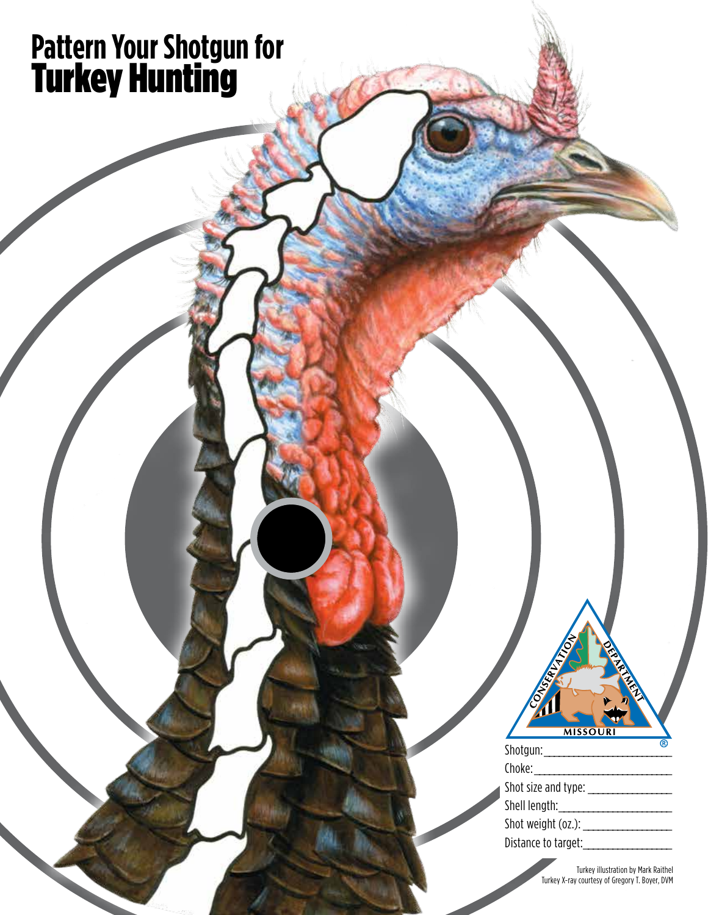# Pattern Your Shotgun for Turkey Hunting

MISSOURI CONSERVATION DEPARTMENT

Shotgun: ______________________

Choke: ______________________

Shot size and type: ______________________

Shell length: ______________________

Shot weight (oz.): ______________________

Distance to target: ______________________

Turkey illustration by Mark Raithel
Turkey X-ray courtesy of Gregory T. Boyer, DVM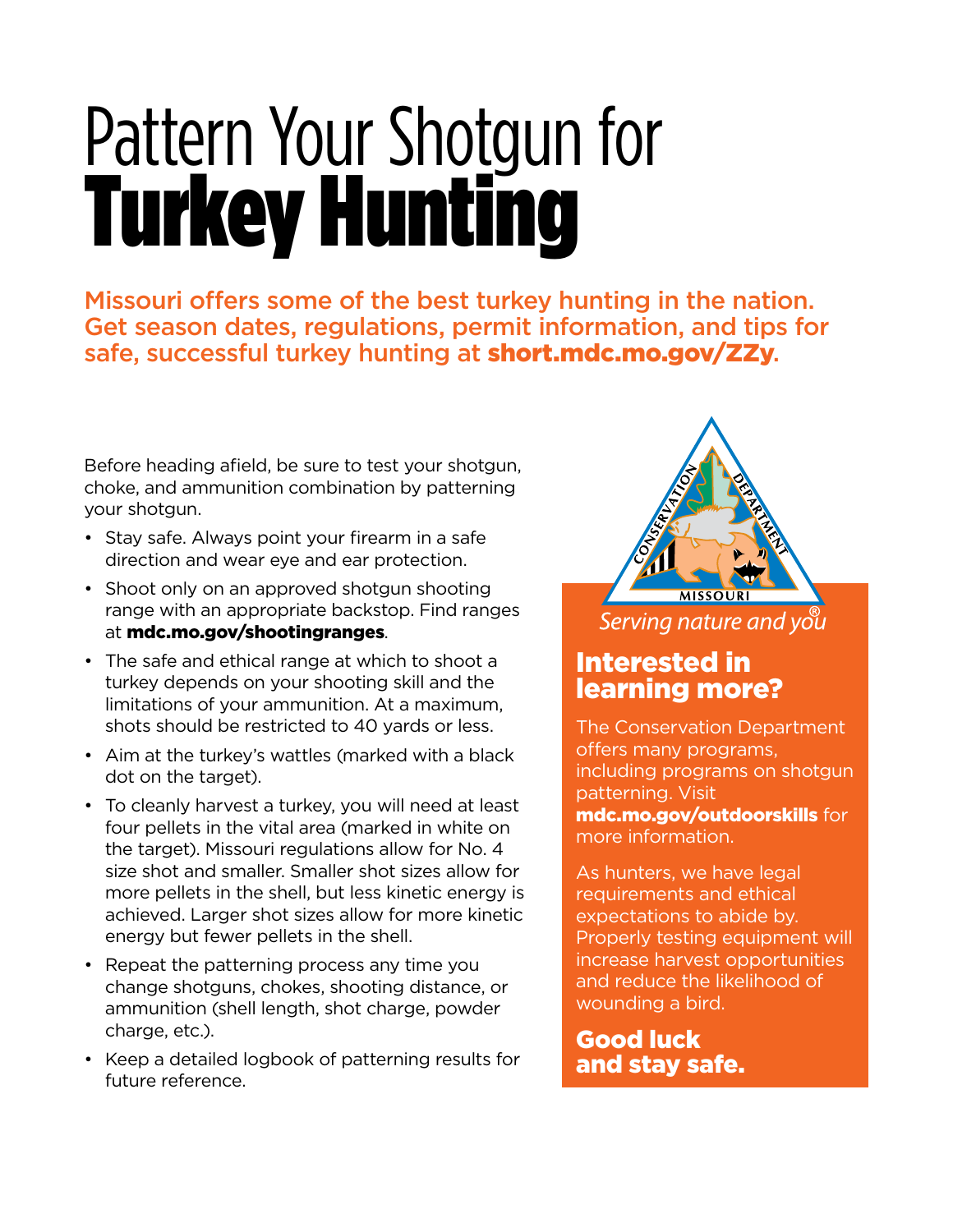# Pattern Your Shotgun for **Turkey Hunting**

**Missouri offers some of the best turkey hunting in the nation. Get season dates, regulations, permit information, and tips for safe, successful turkey hunting at short.mdc.mo.gov/ZZy.**

Before heading afield, be sure to test your shotgun, choke, and ammunition combination by patterning your shotgun.

- Stay safe. Always point your firearm in a safe direction and wear eye and ear protection.
- Shoot only on an approved shotgun shooting range with an appropriate backstop. Find ranges at **mdc.mo.gov/shootingranges**.
- The safe and ethical range at which to shoot a turkey depends on your shooting skill and the limitations of your ammunition. At a maximum, shots should be restricted to 40 yards or less.
- Aim at the turkey's wattles (marked with a black dot on the target).
- To cleanly harvest a turkey, you will need at least four pellets in the vital area (marked in white on the target). Missouri regulations allow for No. 4 size shot and smaller. Smaller shot sizes allow for more pellets in the shell, but less kinetic energy is achieved. Larger shot sizes allow for more kinetic energy but fewer pellets in the shell.
- Repeat the patterning process any time you change shotguns, chokes, shooting distance, or ammunition (shell length, shot charge, powder charge, etc.).
- Keep a detailed logbook of patterning results for future reference.

CONSERVATION DEPARTMENT MISSOURI

*Serving nature and you®*

## Interested in learning more?

The Conservation Department offers many programs, including programs on shotgun patterning. Visit **mdc.mo.gov/outdoorskills** for more information.

As hunters, we have legal requirements and ethical expectations to abide by. Properly testing equipment will increase harvest opportunities and reduce the likelihood of wounding a bird.

**Good luck and stay safe.**